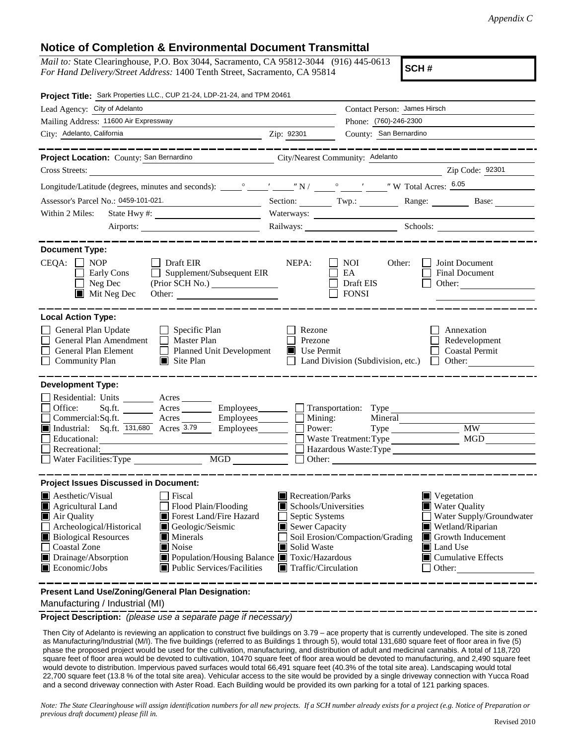*Appendix C*

## Notice of Completion & Environmental Document Transmittal

*Mail to:* State Clearinghouse, P.O. Box 3044, Sacramento, CA 95812-3044 (916) 445-0613
*For Hand Delivery/Street Address:* 1400 Tenth Street, Sacramento, CA 95814

**SCH #**

**Project Title:** Sark Properties LLC., CUP 21-24, LDP-21-24, and TPM 20461

Lead Agency: City of Adelanto
Contact Person: James Hirsch
Mailing Address: 11600 Air Expressway
Phone: (760)-246-2300
City: Adelanto, California
Zip: 92301
County: San Bernardino

---

**Project Location:** County: San Bernardino
City/Nearest Community: Adelanto
Cross Streets:
Zip Code: 92301

Longitude/Latitude (degrees, minutes and seconds): ____° ____′ ____″ N / ____° ____′ ____″ W Total Acres: 6.05

Assessor's Parcel No.: 0459-101-021.
Section: ____ Twp.: ____ Range: ____ Base: ____

Within 2 Miles: State Hwy #: ____ Waterways: ____
Airports: ____ Railways: ____ Schools: ____

---

**Document Type:**

CEQA:
- [ ] NOP
- [ ] Early Cons
- [ ] Neg Dec
- [x] Mit Neg Dec
- [ ] Draft EIR
- [ ] Supplement/Subsequent EIR (Prior SCH No.) ____
- Other: ____

NEPA:
- [ ] NOI
- [ ] EA
- [ ] Draft EIS
- [ ] FONSI

Other:
- [ ] Joint Document
- [ ] Final Document
- [ ] Other: ____

---

**Local Action Type:**

- [ ] General Plan Update
- [ ] General Plan Amendment
- [ ] General Plan Element
- [ ] Community Plan
- [ ] Specific Plan
- [ ] Master Plan
- [ ] Planned Unit Development
- [x] Site Plan
- [ ] Rezone
- [ ] Prezone
- [x] Use Permit
- [ ] Land Division (Subdivision, etc.)
- [ ] Annexation
- [ ] Redevelopment
- [ ] Coastal Permit
- [ ] Other: ____

---

**Development Type:**

- [ ] Residential: Units ____ Acres ____
- [ ] Office: Sq.ft. ____ Acres ____ Employees ____
- [ ] Commercial: Sq.ft. ____ Acres ____ Employees ____
- [x] Industrial: Sq.ft. 131,680 Acres 3.79 Employees ____
- [ ] Educational: ____
- [ ] Recreational: ____
- [ ] Water Facilities: Type ____ MGD ____
- [ ] Transportation: Type ____
- [ ] Mining: Mineral ____
- [ ] Power: Type ____ MW ____
- [ ] Waste Treatment: Type ____ MGD ____
- [ ] Hazardous Waste: Type ____
- [ ] Other: ____

---

**Project Issues Discussed in Document:**

- [x] Aesthetic/Visual
- [x] Agricultural Land
- [x] Air Quality
- [ ] Archeological/Historical
- [x] Biological Resources
- [ ] Coastal Zone
- [x] Drainage/Absorption
- [x] Economic/Jobs
- [ ] Fiscal
- [ ] Flood Plain/Flooding
- [x] Forest Land/Fire Hazard
- [x] Geologic/Seismic
- [x] Minerals
- [x] Noise
- [x] Population/Housing Balance
- [x] Public Services/Facilities
- [x] Recreation/Parks
- [x] Schools/Universities
- [ ] Septic Systems
- [x] Sewer Capacity
- [ ] Soil Erosion/Compaction/Grading
- [x] Solid Waste
- [x] Toxic/Hazardous
- [x] Traffic/Circulation
- [x] Vegetation
- [x] Water Quality
- [ ] Water Supply/Groundwater
- [x] Wetland/Riparian
- [x] Growth Inducement
- [x] Land Use
- [x] Cumulative Effects
- [ ] Other: ____

---

**Present Land Use/Zoning/General Plan Designation:**

Manufacturing / Industrial (MI)

---

**Project Description:** *(please use a separate page if necessary)*

Then City of Adelanto is reviewing an application to construct five buildings on 3.79 – ace property that is currently undeveloped. The site is zoned as Manufacturing/Industrial (M/I). The five buildings (referred to as Buildings 1 through 5), would total 131,680 square feet of floor area in five (5) phase the proposed project would be used for the cultivation, manufacturing, and distribution of adult and medicinal cannabis. A total of 118,720 square feet of floor area would be devoted to cultivation, 10470 square feet of floor area would be devoted to manufacturing, and 2,490 square feet would devote to distribution. Impervious paved surfaces would total 66,491 square feet (40.3% of the total site area). Landscaping would total 22,700 square feet (13.8 % of the total site area). Vehicular access to the site would be provided by a single driveway connection with Yucca Road and a second driveway connection with Aster Road. Each Building would be provided its own parking for a total of 121 parking spaces.

*Note: The State Clearinghouse will assign identification numbers for all new projects. If a SCH number already exists for a project (e.g. Notice of Preparation or previous draft document) please fill in.*

Revised 2010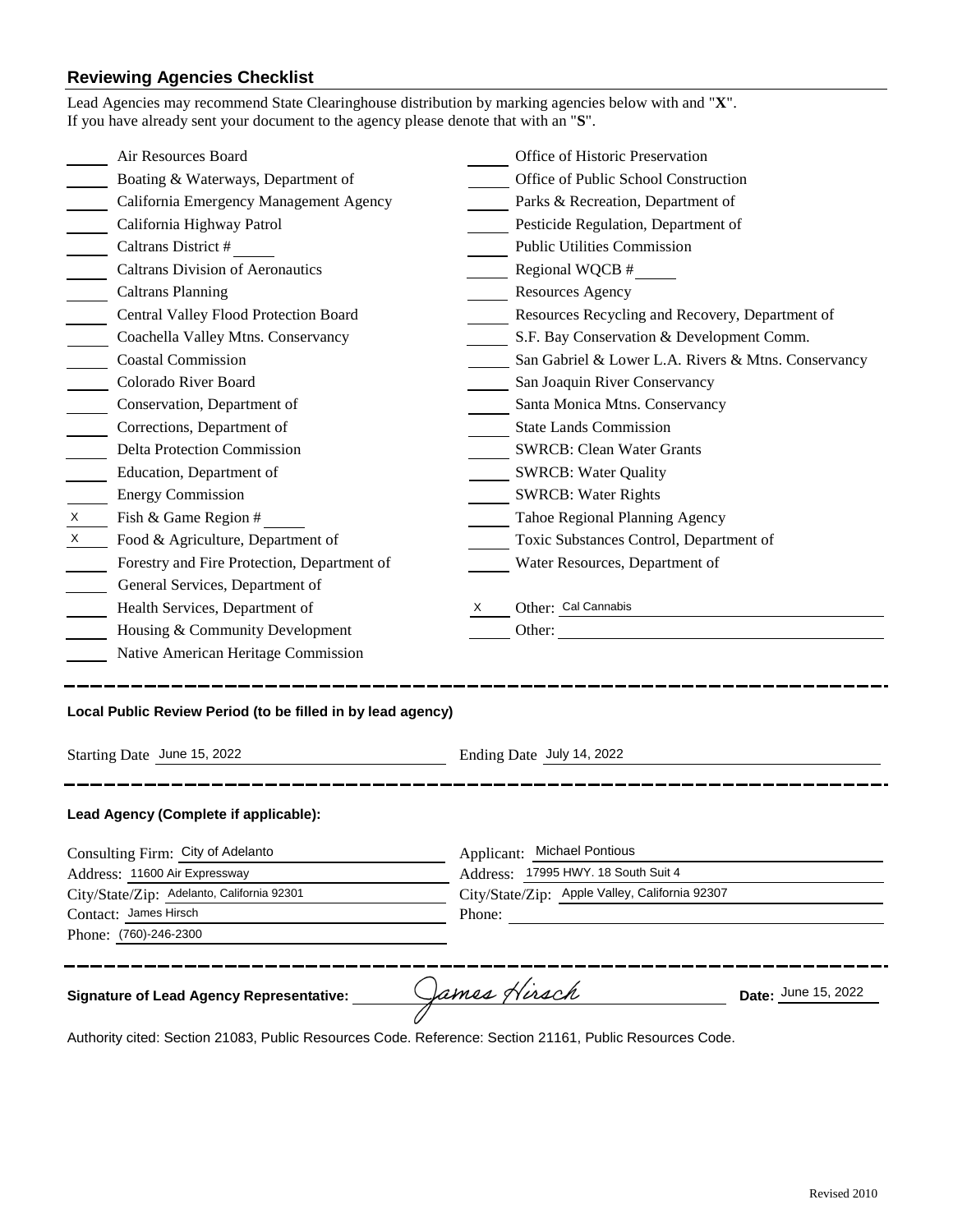## Reviewing Agencies Checklist

Lead Agencies may recommend State Clearinghouse distribution by marking agencies below with and "**X**".
If you have already sent your document to the agency please denote that with an "**S**".

| | | | |
|---|---|---|---|
| | Air Resources Board | | Office of Historic Preservation |
| | Boating & Waterways, Department of | | Office of Public School Construction |
| | California Emergency Management Agency | | Parks & Recreation, Department of |
| | California Highway Patrol | | Pesticide Regulation, Department of |
| | Caltrans District # ____ | | Public Utilities Commission |
| | Caltrans Division of Aeronautics | | Regional WQCB # ____ |
| | Caltrans Planning | | Resources Agency |
| | Central Valley Flood Protection Board | | Resources Recycling and Recovery, Department of |
| | Coachella Valley Mtns. Conservancy | | S.F. Bay Conservation & Development Comm. |
| | Coastal Commission | | San Gabriel & Lower L.A. Rivers & Mtns. Conservancy |
| | Colorado River Board | | San Joaquin River Conservancy |
| | Conservation, Department of | | Santa Monica Mtns. Conservancy |
| | Corrections, Department of | | State Lands Commission |
| | Delta Protection Commission | | SWRCB: Clean Water Grants |
| | Education, Department of | | SWRCB: Water Quality |
| | Energy Commission | | SWRCB: Water Rights |
| X | Fish & Game Region # ____ | | Tahoe Regional Planning Agency |
| X | Food & Agriculture, Department of | | Toxic Substances Control, Department of |
| | Forestry and Fire Protection, Department of | | Water Resources, Department of |
| | General Services, Department of | | |
| | Health Services, Department of | X | Other: Cal Cannabis |
| | Housing & Community Development | | Other: |
| | Native American Heritage Commission | | |

**Local Public Review Period (to be filled in by lead agency)**

Starting Date June 15, 2022

Ending Date July 14, 2022

**Lead Agency (Complete if applicable):**

Consulting Firm: City of Adelanto
Address: 11600 Air Expressway
City/State/Zip: Adelanto, California 92301
Contact: James Hirsch
Phone: (760)-246-2300

Applicant: Michael Pontious
Address: 17995 HWY. 18 South Suit 4
City/State/Zip: Apple Valley, California 92307
Phone:

**Signature of Lead Agency Representative:** James Hirsch **Date:** June 15, 2022

Authority cited: Section 21083, Public Resources Code. Reference: Section 21161, Public Resources Code.

Revised 2010